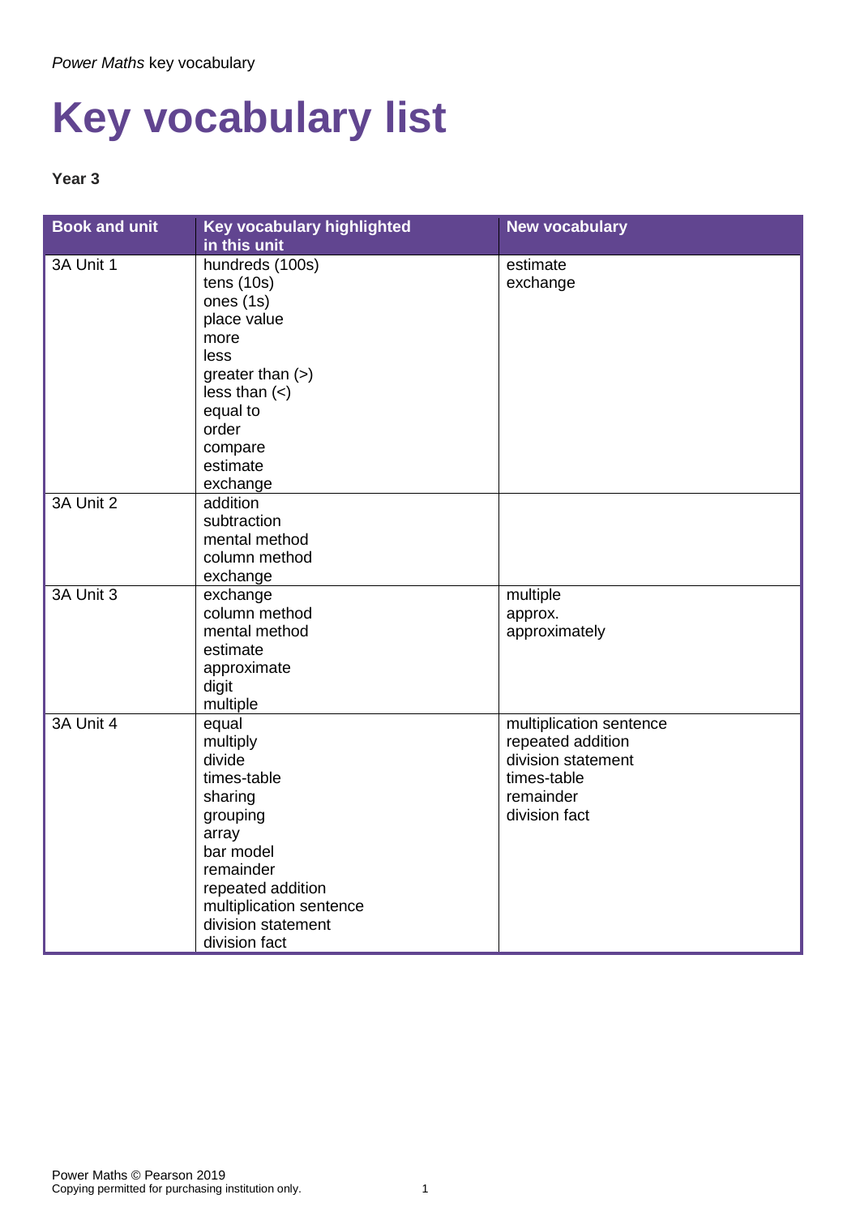# Key vocabulary list

**Year 3**

| Book and unit | Key vocabulary highlighted in this unit | New vocabulary |
|---|---|---|
| 3A Unit 1 | hundreds (100s)<br>tens (10s)<br>ones (1s)<br>place value<br>more<br>less<br>greater than (>)<br>less than (<)<br>equal to<br>order<br>compare<br>estimate<br>exchange | estimate<br>exchange |
| 3A Unit 2 | addition<br>subtraction<br>mental method<br>column method<br>exchange | |
| 3A Unit 3 | exchange<br>column method<br>mental method<br>estimate<br>approximate<br>digit<br>multiple | multiple<br>approx.<br>approximately |
| 3A Unit 4 | equal<br>multiply<br>divide<br>times-table<br>sharing<br>grouping<br>array<br>bar model<br>remainder<br>repeated addition<br>multiplication sentence<br>division statement<br>division fact | multiplication sentence<br>repeated addition<br>division statement<br>times-table<br>remainder<br>division fact |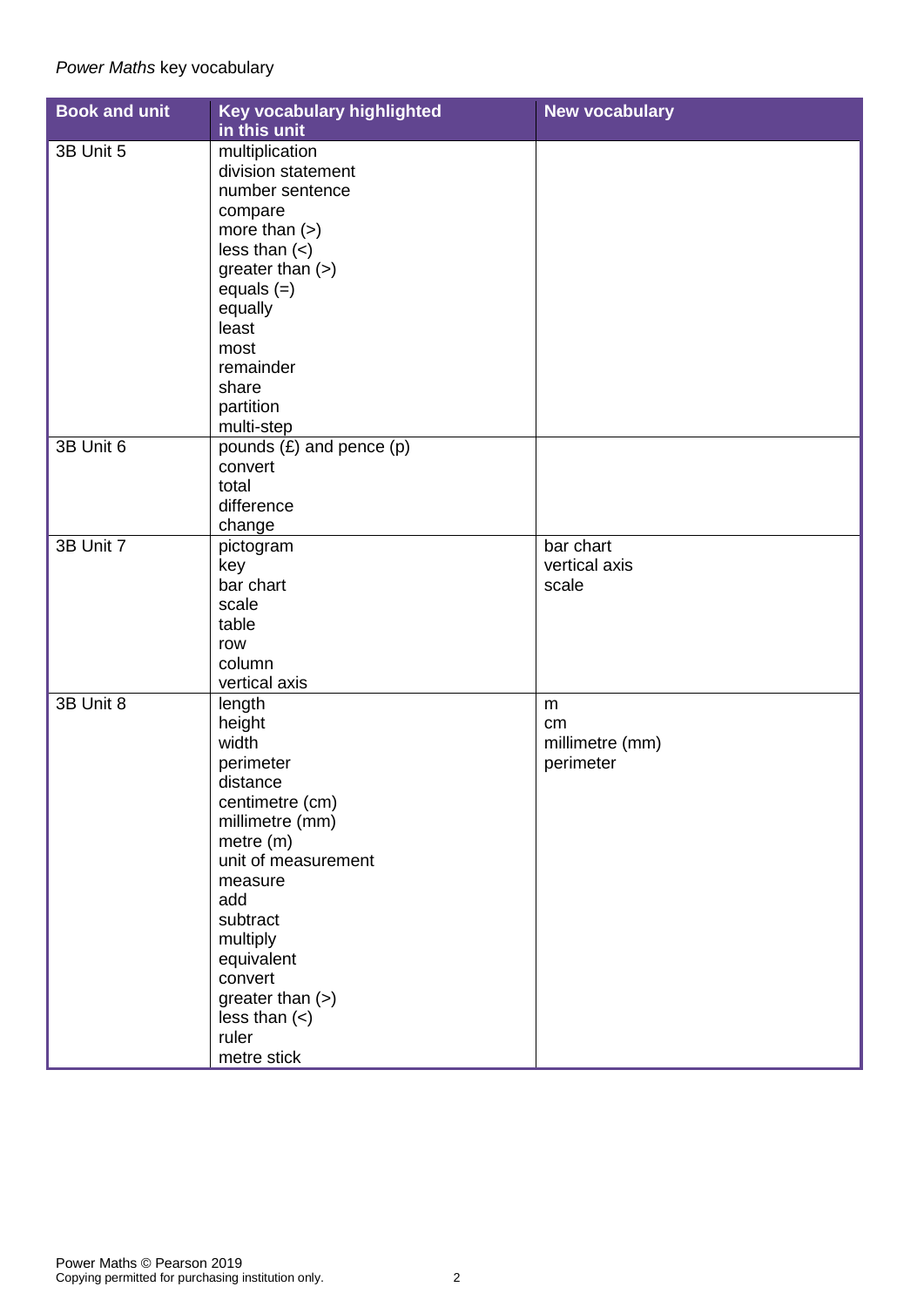*Power Maths* key vocabulary

| Book and unit | Key vocabulary highlighted in this unit | New vocabulary |
|---|---|---|
| 3B Unit 5 | multiplication<br>division statement<br>number sentence<br>compare<br>more than (>)<br>less than (<)<br>greater than (>)<br>equals (=)<br>equally<br>least<br>most<br>remainder<br>share<br>partition<br>multi-step | |
| 3B Unit 6 | pounds (£) and pence (p)<br>convert<br>total<br>difference<br>change | |
| 3B Unit 7 | pictogram<br>key<br>bar chart<br>scale<br>table<br>row<br>column<br>vertical axis | bar chart<br>vertical axis<br>scale |
| 3B Unit 8 | length<br>height<br>width<br>perimeter<br>distance<br>centimetre (cm)<br>millimetre (mm)<br>metre (m)<br>unit of measurement<br>measure<br>add<br>subtract<br>multiply<br>equivalent<br>convert<br>greater than (>)<br>less than (<)<br>ruler<br>metre stick | m<br>cm<br>millimetre (mm)<br>perimeter |

Power Maths © Pearson 2019
Copying permitted for purchasing institution only.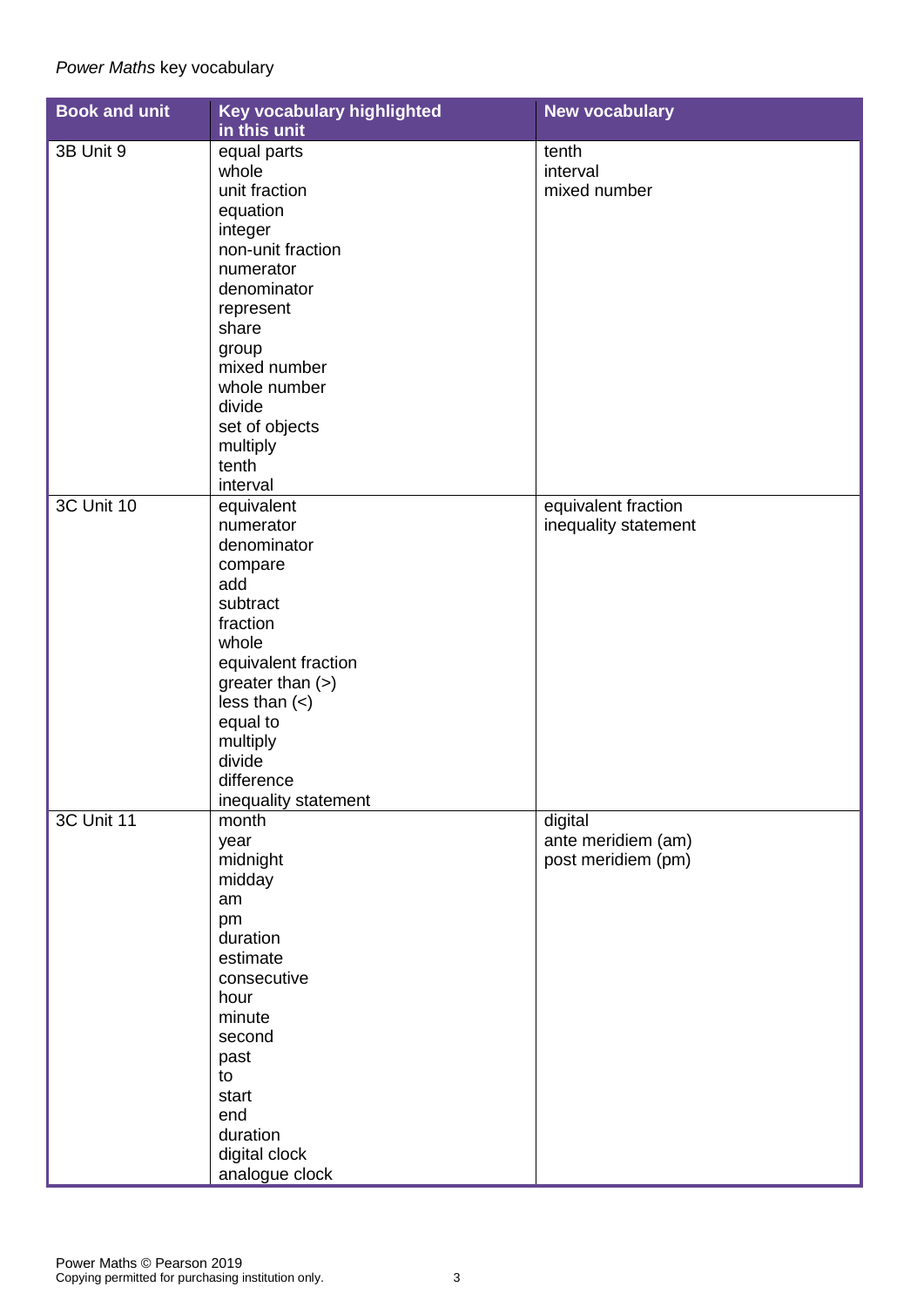*Power Maths* key vocabulary

| Book and unit | Key vocabulary highlighted in this unit | New vocabulary |
| --- | --- | --- |
| 3B Unit 9 | equal parts<br>whole<br>unit fraction<br>equation<br>integer<br>non-unit fraction<br>numerator<br>denominator<br>represent<br>share<br>group<br>mixed number<br>whole number<br>divide<br>set of objects<br>multiply<br>tenth<br>interval | tenth<br>interval<br>mixed number |
| 3C Unit 10 | equivalent<br>numerator<br>denominator<br>compare<br>add<br>subtract<br>fraction<br>whole<br>equivalent fraction<br>greater than (>)<br>less than (<)<br>equal to<br>multiply<br>divide<br>difference<br>inequality statement | equivalent fraction<br>inequality statement |
| 3C Unit 11 | month<br>year<br>midnight<br>midday<br>am<br>pm<br>duration<br>estimate<br>consecutive<br>hour<br>minute<br>second<br>past<br>to<br>start<br>end<br>duration<br>digital clock<br>analogue clock | digital<br>ante meridiem (am)<br>post meridiem (pm) |

Power Maths © Pearson 2019
Copying permitted for purchasing institution only.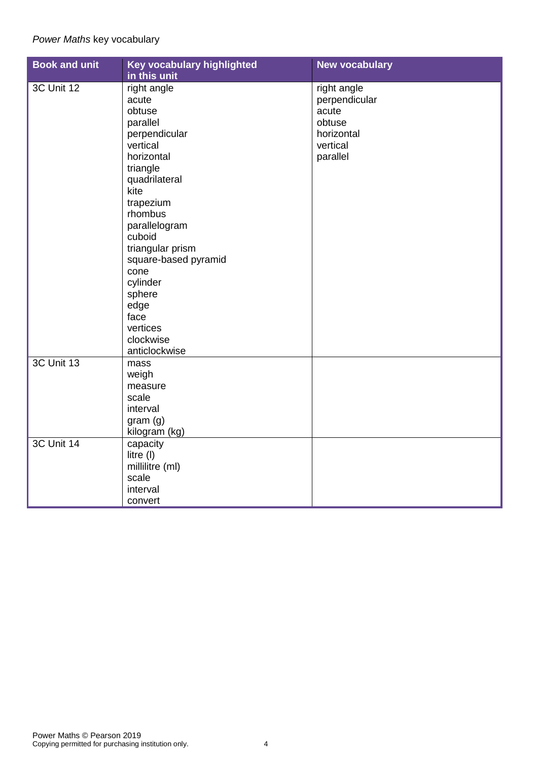*Power Maths* key vocabulary

| Book and unit | Key vocabulary highlighted in this unit | New vocabulary |
|---|---|---|
| 3C Unit 12 | right angle<br>acute<br>obtuse<br>parallel<br>perpendicular<br>vertical<br>horizontal<br>triangle<br>quadrilateral<br>kite<br>trapezium<br>rhombus<br>parallelogram<br>cuboid<br>triangular prism<br>square-based pyramid<br>cone<br>cylinder<br>sphere<br>edge<br>face<br>vertices<br>clockwise<br>anticlockwise | right angle<br>perpendicular<br>acute<br>obtuse<br>horizontal<br>vertical<br>parallel |
| 3C Unit 13 | mass<br>weigh<br>measure<br>scale<br>interval<br>gram (g)<br>kilogram (kg) | |
| 3C Unit 14 | capacity<br>litre (l)<br>millilitre (ml)<br>scale<br>interval<br>convert | |

Power Maths © Pearson 2019
Copying permitted for purchasing institution only.